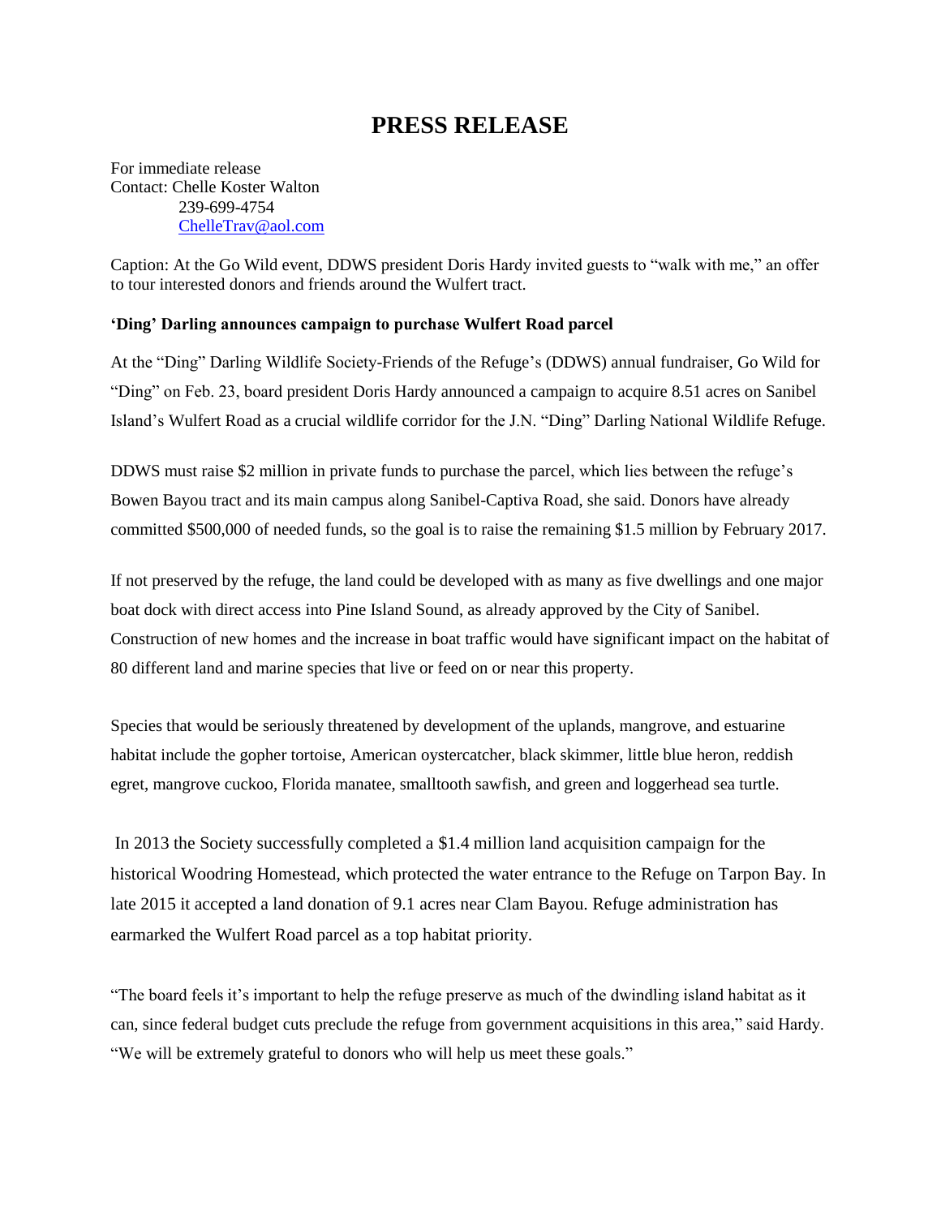# PRESS RELEASE

For immediate release
Contact: Chelle Koster Walton
239-699-4754
ChelleTrav@aol.com

Caption: At the Go Wild event, DDWS president Doris Hardy invited guests to "walk with me," an offer to tour interested donors and friends around the Wulfert tract.

**'Ding' Darling announces campaign to purchase Wulfert Road parcel**

At the "Ding" Darling Wildlife Society-Friends of the Refuge's (DDWS) annual fundraiser, Go Wild for "Ding" on Feb. 23, board president Doris Hardy announced a campaign to acquire 8.51 acres on Sanibel Island's Wulfert Road as a crucial wildlife corridor for the J.N. "Ding" Darling National Wildlife Refuge.

DDWS must raise $2 million in private funds to purchase the parcel, which lies between the refuge's Bowen Bayou tract and its main campus along Sanibel-Captiva Road, she said. Donors have already committed $500,000 of needed funds, so the goal is to raise the remaining $1.5 million by February 2017.

If not preserved by the refuge, the land could be developed with as many as five dwellings and one major boat dock with direct access into Pine Island Sound, as already approved by the City of Sanibel. Construction of new homes and the increase in boat traffic would have significant impact on the habitat of 80 different land and marine species that live or feed on or near this property.

Species that would be seriously threatened by development of the uplands, mangrove, and estuarine habitat include the gopher tortoise, American oystercatcher, black skimmer, little blue heron, reddish egret, mangrove cuckoo, Florida manatee, smalltooth sawfish, and green and loggerhead sea turtle.

In 2013 the Society successfully completed a $1.4 million land acquisition campaign for the historical Woodring Homestead, which protected the water entrance to the Refuge on Tarpon Bay. In late 2015 it accepted a land donation of 9.1 acres near Clam Bayou. Refuge administration has earmarked the Wulfert Road parcel as a top habitat priority.

"The board feels it's important to help the refuge preserve as much of the dwindling island habitat as it can, since federal budget cuts preclude the refuge from government acquisitions in this area," said Hardy. "We will be extremely grateful to donors who will help us meet these goals."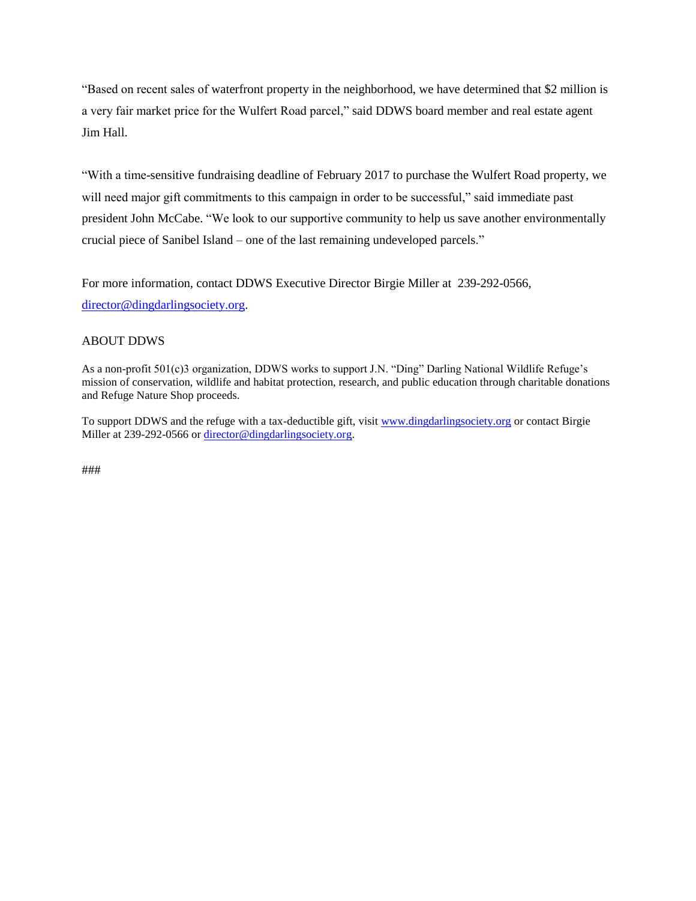"Based on recent sales of waterfront property in the neighborhood, we have determined that $2 million is a very fair market price for the Wulfert Road parcel," said DDWS board member and real estate agent Jim Hall.

"With a time-sensitive fundraising deadline of February 2017 to purchase the Wulfert Road property, we will need major gift commitments to this campaign in order to be successful," said immediate past president John McCabe. "We look to our supportive community to help us save another environmentally crucial piece of Sanibel Island – one of the last remaining undeveloped parcels."

For more information, contact DDWS Executive Director Birgie Miller at 239-292-0566, director@dingdarlingsociety.org.

ABOUT DDWS

As a non-profit 501(c)3 organization, DDWS works to support J.N. "Ding" Darling National Wildlife Refuge's mission of conservation, wildlife and habitat protection, research, and public education through charitable donations and Refuge Nature Shop proceeds.

To support DDWS and the refuge with a tax-deductible gift, visit www.dingdarlingsociety.org or contact Birgie Miller at 239-292-0566 or director@dingdarlingsociety.org.

###